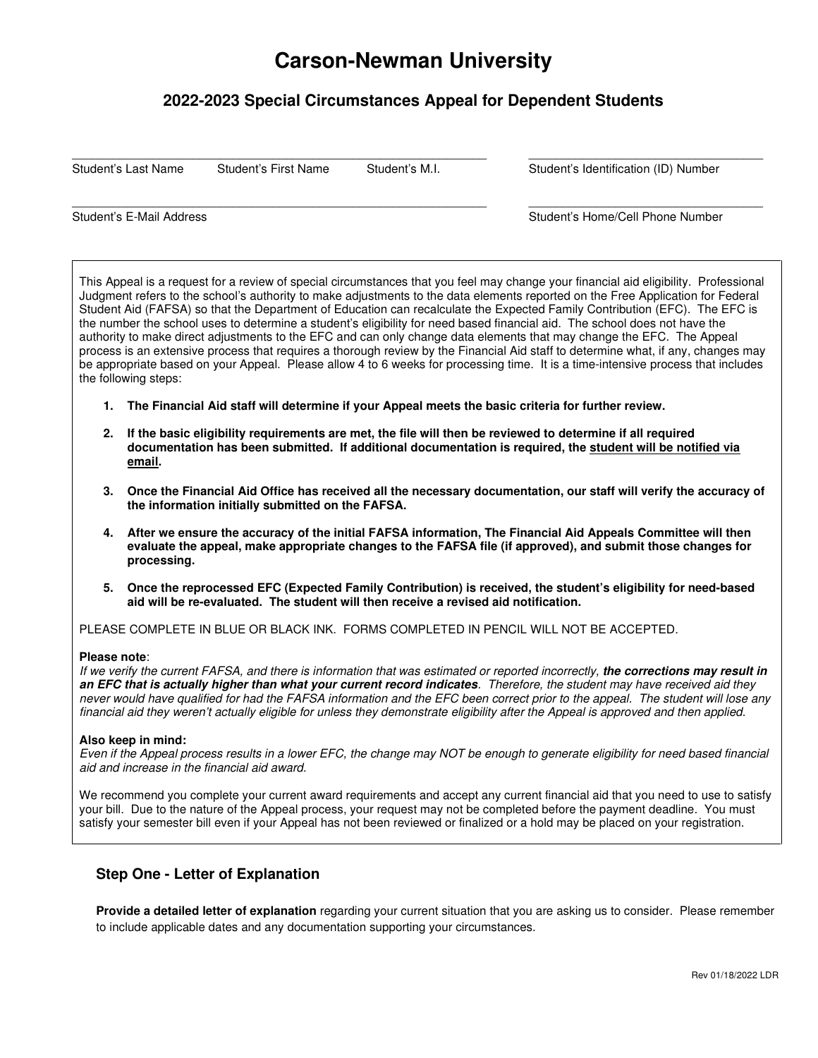# Carson-Newman University

## 2022-2023 Special Circumstances Appeal for Dependent Students

| | | | |
|---|---|---|---|
| Student's Last Name | Student's First Name | Student's M.I. | Student's Identification (ID) Number |
| Student's E-Mail Address | | | Student's Home/Cell Phone Number |

This Appeal is a request for a review of special circumstances that you feel may change your financial aid eligibility. Professional Judgment refers to the school's authority to make adjustments to the data elements reported on the Free Application for Federal Student Aid (FAFSA) so that the Department of Education can recalculate the Expected Family Contribution (EFC). The EFC is the number the school uses to determine a student's eligibility for need based financial aid. The school does not have the authority to make direct adjustments to the EFC and can only change data elements that may change the EFC. The Appeal process is an extensive process that requires a thorough review by the Financial Aid staff to determine what, if any, changes may be appropriate based on your Appeal. Please allow 4 to 6 weeks for processing time. It is a time-intensive process that includes the following steps:

1. **The Financial Aid staff will determine if your Appeal meets the basic criteria for further review.**
2. **If the basic eligibility requirements are met, the file will then be reviewed to determine if all required documentation has been submitted. If additional documentation is required, the student will be notified via email.**
3. **Once the Financial Aid Office has received all the necessary documentation, our staff will verify the accuracy of the information initially submitted on the FAFSA.**
4. **After we ensure the accuracy of the initial FAFSA information, The Financial Aid Appeals Committee will then evaluate the appeal, make appropriate changes to the FAFSA file (if approved), and submit those changes for processing.**
5. **Once the reprocessed EFC (Expected Family Contribution) is received, the student's eligibility for need-based aid will be re-evaluated. The student will then receive a revised aid notification.**

PLEASE COMPLETE IN BLUE OR BLACK INK. FORMS COMPLETED IN PENCIL WILL NOT BE ACCEPTED.

**Please note**:
*If we verify the current FAFSA, and there is information that was estimated or reported incorrectly,* ***the corrections may result in an EFC that is actually higher than what your current record indicates****. Therefore, the student may have received aid they never would have qualified for had the FAFSA information and the EFC been correct prior to the appeal. The student will lose any financial aid they weren't actually eligible for unless they demonstrate eligibility after the Appeal is approved and then applied.*

**Also keep in mind:**
*Even if the Appeal process results in a lower EFC, the change may NOT be enough to generate eligibility for need based financial aid and increase in the financial aid award.*

We recommend you complete your current award requirements and accept any current financial aid that you need to use to satisfy your bill. Due to the nature of the Appeal process, your request may not be completed before the payment deadline. You must satisfy your semester bill even if your Appeal has not been reviewed or finalized or a hold may be placed on your registration.

### Step One - Letter of Explanation

**Provide a detailed letter of explanation** regarding your current situation that you are asking us to consider. Please remember to include applicable dates and any documentation supporting your circumstances.

Rev 01/18/2022 LDR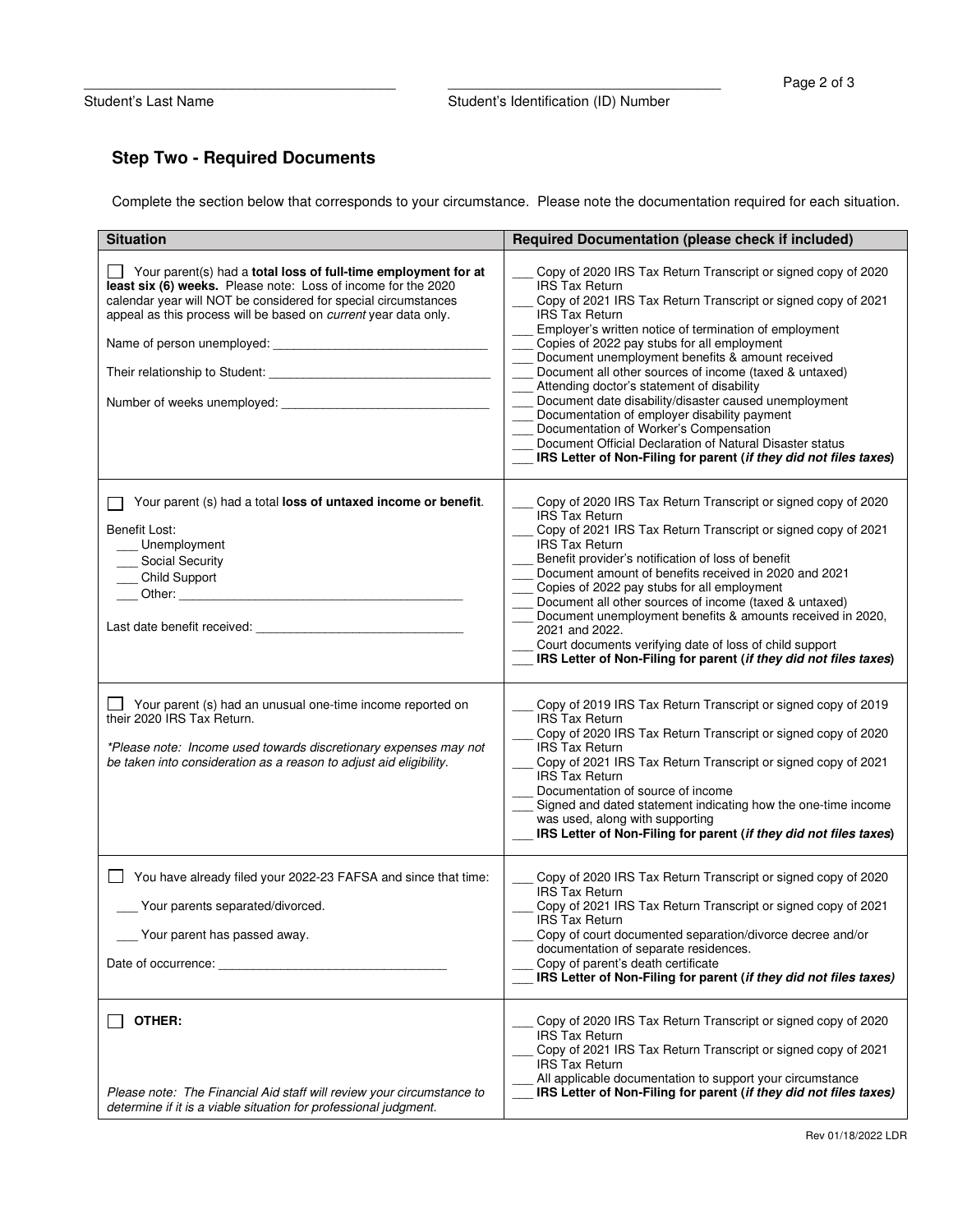Student's Last Name ______________________ Student's Identification (ID) Number ______________________

## Step Two - Required Documents

Complete the section below that corresponds to your circumstance. Please note the documentation required for each situation.

| Situation | Required Documentation (please check if included) |
| --- | --- |
| ☐ Your parent(s) had a **total loss of full-time employment for at least six (6) weeks.** Please note: Loss of income for the 2020 calendar year will NOT be considered for special circumstances appeal as this process will be based on *current* year data only.<br><br>Name of person unemployed: ______________________<br><br>Their relationship to Student: ______________________<br><br>Number of weeks unemployed: ______________________ | ___ Copy of 2020 IRS Tax Return Transcript or signed copy of 2020 IRS Tax Return<br>___ Copy of 2021 IRS Tax Return Transcript or signed copy of 2021 IRS Tax Return<br>___ Employer's written notice of termination of employment<br>___ Copies of 2022 pay stubs for all employment<br>___ Document unemployment benefits & amount received<br>___ Document all other sources of income (taxed & untaxed)<br>___ Attending doctor's statement of disability<br>___ Document date disability/disaster caused unemployment<br>___ Documentation of employer disability payment<br>___ Documentation of Worker's Compensation<br>___ Document Official Declaration of Natural Disaster status<br>___ **IRS Letter of Non-Filing for parent (*if they did not files taxes*)** |
| ☐ Your parent (s) had a total **loss of untaxed income or benefit**.<br><br>Benefit Lost:<br>___ Unemployment<br>___ Social Security<br>___ Child Support<br>___ Other: ______________________<br><br>Last date benefit received: ______________________ | ___ Copy of 2020 IRS Tax Return Transcript or signed copy of 2020 IRS Tax Return<br>___ Copy of 2021 IRS Tax Return Transcript or signed copy of 2021 IRS Tax Return<br>___ Benefit provider's notification of loss of benefit<br>___ Document amount of benefits received in 2020 and 2021<br>___ Copies of 2022 pay stubs for all employment<br>___ Document all other sources of income (taxed & untaxed)<br>___ Document unemployment benefits & amounts received in 2020, 2021 and 2022.<br>___ Court documents verifying date of loss of child support<br>___ **IRS Letter of Non-Filing for parent (*if they did not files taxes*)** |
| ☐ Your parent (s) had an unusual one-time income reported on their 2020 IRS Tax Return.<br><br>*\*Please note: Income used towards discretionary expenses may not be taken into consideration as a reason to adjust aid eligibility.* | ___ Copy of 2019 IRS Tax Return Transcript or signed copy of 2019 IRS Tax Return<br>___ Copy of 2020 IRS Tax Return Transcript or signed copy of 2020 IRS Tax Return<br>___ Copy of 2021 IRS Tax Return Transcript or signed copy of 2021 IRS Tax Return<br>___ Documentation of source of income<br>___ Signed and dated statement indicating how the one-time income was used, along with supporting<br>___ **IRS Letter of Non-Filing for parent (*if they did not files taxes*)** |
| ☐ You have already filed your 2022-23 FAFSA and since that time:<br><br>___ Your parents separated/divorced.<br><br>___ Your parent has passed away.<br><br>Date of occurrence: ______________________ | ___ Copy of 2020 IRS Tax Return Transcript or signed copy of 2020 IRS Tax Return<br>___ Copy of 2021 IRS Tax Return Transcript or signed copy of 2021 IRS Tax Return<br>___ Copy of court documented separation/divorce decree and/or documentation of separate residences.<br>___ Copy of parent's death certificate<br>___ **IRS Letter of Non-Filing for parent (*if they did not files taxes)*** |
| ☐ **OTHER:**<br><br>*Please note: The Financial Aid staff will review your circumstance to determine if it is a viable situation for professional judgment.* | ___ Copy of 2020 IRS Tax Return Transcript or signed copy of 2020 IRS Tax Return<br>___ Copy of 2021 IRS Tax Return Transcript or signed copy of 2021 IRS Tax Return<br>___ All applicable documentation to support your circumstance<br>___ **IRS Letter of Non-Filing for parent (*if they did not files taxes)*** |

Rev 01/18/2022 LDR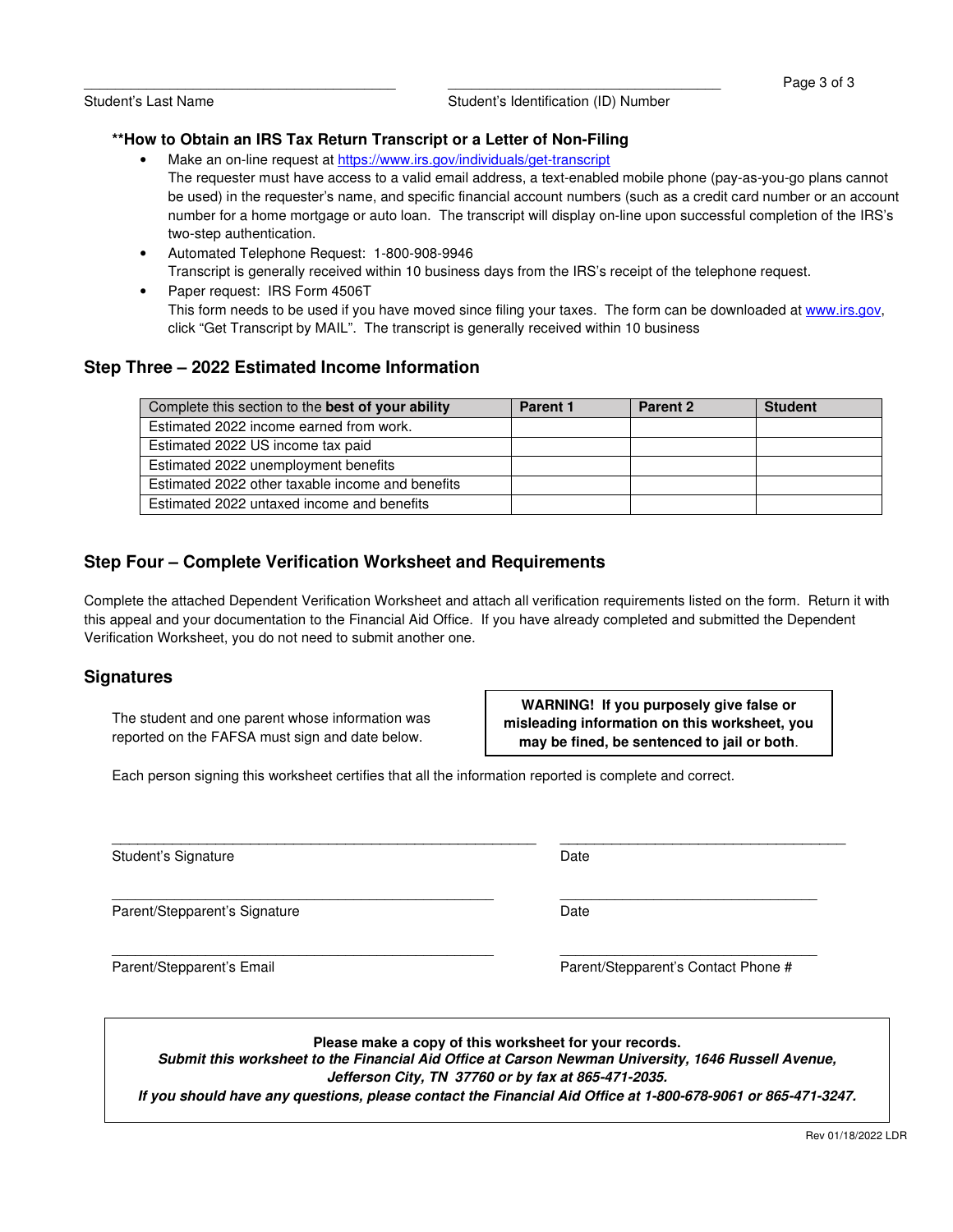Student's Last Name ____________________ Student's Identification (ID) Number ____________________

### **How to Obtain an IRS Tax Return Transcript or a Letter of Non-Filing

- Make an on-line request at https://www.irs.gov/individuals/get-transcript
  The requester must have access to a valid email address, a text-enabled mobile phone (pay-as-you-go plans cannot be used) in the requester's name, and specific financial account numbers (such as a credit card number or an account number for a home mortgage or auto loan. The transcript will display on-line upon successful completion of the IRS's two-step authentication.
- Automated Telephone Request: 1-800-908-9946
  Transcript is generally received within 10 business days from the IRS's receipt of the telephone request.
- Paper request: IRS Form 4506T
  This form needs to be used if you have moved since filing your taxes. The form can be downloaded at www.irs.gov, click "Get Transcript by MAIL". The transcript is generally received within 10 business

## Step Three – 2022 Estimated Income Information

| Complete this section to the **best of your ability** | Parent 1 | Parent 2 | Student |
|---|---|---|---|
| Estimated 2022 income earned from work. | | | |
| Estimated 2022 US income tax paid | | | |
| Estimated 2022 unemployment benefits | | | |
| Estimated 2022 other taxable income and benefits | | | |
| Estimated 2022 untaxed income and benefits | | | |

## Step Four – Complete Verification Worksheet and Requirements

Complete the attached Dependent Verification Worksheet and attach all verification requirements listed on the form. Return it with this appeal and your documentation to the Financial Aid Office. If you have already completed and submitted the Dependent Verification Worksheet, you do not need to submit another one.

## Signatures

The student and one parent whose information was reported on the FAFSA must sign and date below.

**WARNING! If you purposely give false or misleading information on this worksheet, you may be fined, be sentenced to jail or both.**

Each person signing this worksheet certifies that all the information reported is complete and correct.

______________________________ ______________________________
Student's Signature Date

______________________________ ______________________________
Parent/Stepparent's Signature Date

______________________________ ______________________________
Parent/Stepparent's Email Parent/Stepparent's Contact Phone #

**Please make a copy of this worksheet for your records.**
***Submit this worksheet to the Financial Aid Office at Carson Newman University, 1646 Russell Avenue, Jefferson City, TN 37760 or by fax at 865-471-2035.***
***If you should have any questions, please contact the Financial Aid Office at 1-800-678-9061 or 865-471-3247.***

Rev 01/18/2022 LDR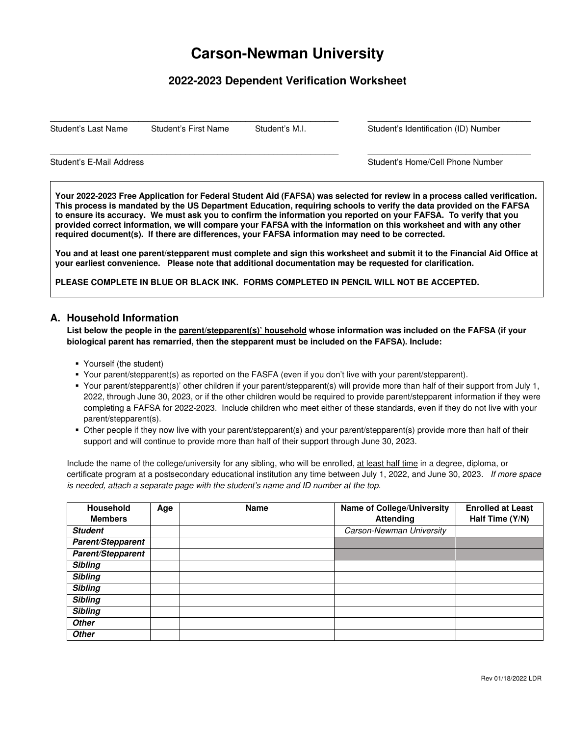# Carson-Newman University

## 2022-2023 Dependent Verification Worksheet

\_\_\_\_\_\_\_\_\_\_\_\_\_\_\_\_\_\_\_\_\_\_\_\_\_\_\_\_\_\_\_\_\_\_\_\_\_\_\_\_\_\_\_\_\_\_\_\_\_\_\_\_\_\_\_\_\_\_\_\_ \_\_\_\_\_\_\_\_\_\_\_\_\_\_\_\_\_\_\_\_\_\_\_\_\_\_\_\_\_\_\_\_\_\_\_\_
Student's Last Name Student's First Name Student's M.I. Student's Identification (ID) Number

\_\_\_\_\_\_\_\_\_\_\_\_\_\_\_\_\_\_\_\_\_\_\_\_\_\_\_\_\_\_\_\_\_\_\_\_\_\_\_\_\_\_\_\_\_\_\_\_\_\_\_\_\_\_\_\_\_\_\_\_ \_\_\_\_\_\_\_\_\_\_\_\_\_\_\_\_\_\_\_\_\_\_\_\_\_\_\_\_\_\_\_\_\_\_\_\_
Student's E-Mail Address Student's Home/Cell Phone Number

**Your 2022-2023 Free Application for Federal Student Aid (FAFSA) was selected for review in a process called verification. This process is mandated by the US Department Education, requiring schools to verify the data provided on the FAFSA to ensure its accuracy. We must ask you to confirm the information you reported on your FAFSA. To verify that you provided correct information, we will compare your FAFSA with the information on this worksheet and with any other required document(s). If there are differences, your FAFSA information may need to be corrected.**

**You and at least one parent/stepparent must complete and sign this worksheet and submit it to the Financial Aid Office at your earliest convenience. Please note that additional documentation may be requested for clarification.**

**PLEASE COMPLETE IN BLUE OR BLACK INK. FORMS COMPLETED IN PENCIL WILL NOT BE ACCEPTED.**

### A. Household Information

**List below the people in the <u>parent/stepparent(s)' household</u> whose information was included on the FAFSA (if your biological parent has remarried, then the stepparent must be included on the FAFSA). Include:**

- Yourself (the student)
- Your parent/stepparent(s) as reported on the FASFA (even if you don't live with your parent/stepparent).
- Your parent/stepparent(s)' other children if your parent/stepparent(s) will provide more than half of their support from July 1, 2022, through June 30, 2023, or if the other children would be required to provide parent/stepparent information if they were completing a FAFSA for 2022-2023. Include children who meet either of these standards, even if they do not live with your parent/stepparent(s).
- Other people if they now live with your parent/stepparent(s) and your parent/stepparent(s) provide more than half of their support and will continue to provide more than half of their support through June 30, 2023.

Include the name of the college/university for any sibling, who will be enrolled, <u>at least half time</u> in a degree, diploma, or certificate program at a postsecondary educational institution any time between July 1, 2022, and June 30, 2023. *If more space is needed, attach a separate page with the student's name and ID number at the top.*

| Household Members | Age | Name | Name of College/University Attending | Enrolled at Least Half Time (Y/N) |
|---|---|---|---|---|
| ***Student*** | | | *Carson-Newman University* | |
| ***Parent/Stepparent*** | | | | |
| ***Parent/Stepparent*** | | | | |
| ***Sibling*** | | | | |
| ***Sibling*** | | | | |
| ***Sibling*** | | | | |
| ***Sibling*** | | | | |
| ***Sibling*** | | | | |
| ***Other*** | | | | |
| ***Other*** | | | | |

Rev 01/18/2022 LDR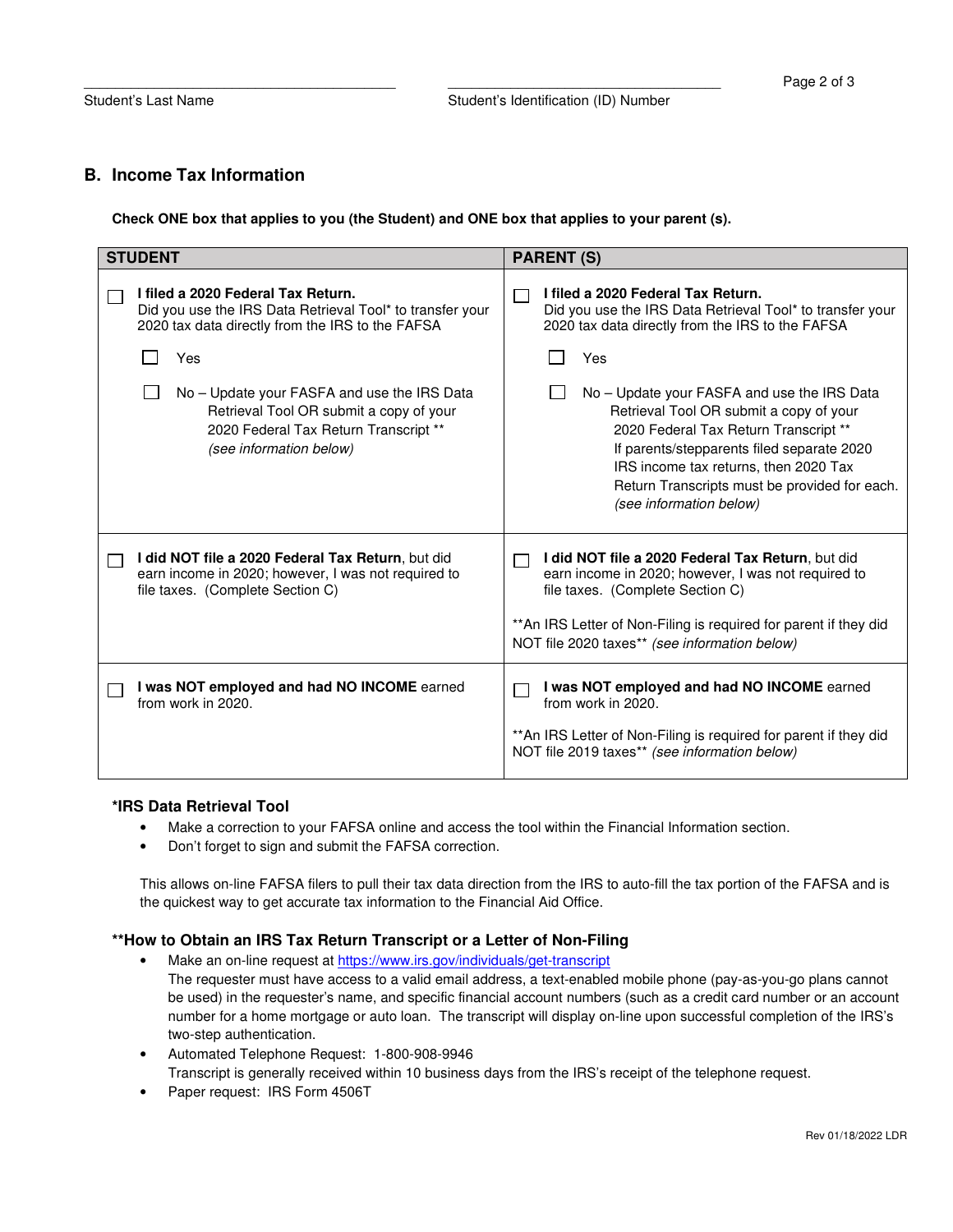\_\_\_\_\_\_\_\_\_\_\_\_\_\_\_\_\_\_\_\_\_\_\_\_\_\_\_\_\_\_\_\_\_\_\_ \_\_\_\_\_\_\_\_\_\_\_\_\_\_\_\_\_\_\_\_\_\_\_\_\_\_\_\_\_\_\_\_\_\_\_

Student's Last Name Student's Identification (ID) Number

## B. Income Tax Information

**Check ONE box that applies to you (the Student) and ONE box that applies to your parent (s).**

| STUDENT | PARENT (S) |
|---|---|
| ☐ **I filed a 2020 Federal Tax Return.** Did you use the IRS Data Retrieval Tool* to transfer your 2020 tax data directly from the IRS to the FAFSA<br><br>☐ Yes<br><br>☐ No – Update your FAFSA and use the IRS Data Retrieval Tool OR submit a copy of your 2020 Federal Tax Return Transcript ** *(see information below)* | ☐ **I filed a 2020 Federal Tax Return.** Did you use the IRS Data Retrieval Tool* to transfer your 2020 tax data directly from the IRS to the FAFSA<br><br>☐ Yes<br><br>☐ No – Update your FASFA and use the IRS Data Retrieval Tool OR submit a copy of your 2020 Federal Tax Return Transcript ** If parents/stepparents filed separate 2020 IRS income tax returns, then 2020 Tax Return Transcripts must be provided for each. *(see information below)* |
| ☐ **I did NOT file a 2020 Federal Tax Return**, but did earn income in 2020; however, I was not required to file taxes. (Complete Section C) | ☐ **I did NOT file a 2020 Federal Tax Return**, but did earn income in 2020; however, I was not required to file taxes. (Complete Section C)<br><br>**An IRS Letter of Non-Filing is required for parent if they did NOT file 2020 taxes** *(see information below)* |
| ☐ **I was NOT employed and had NO INCOME** earned from work in 2020. | ☐ **I was NOT employed and had NO INCOME** earned from work in 2020.<br><br>**An IRS Letter of Non-Filing is required for parent if they did NOT file 2019 taxes** *(see information below)* |

### *IRS Data Retrieval Tool

- Make a correction to your FAFSA online and access the tool within the Financial Information section.
- Don't forget to sign and submit the FAFSA correction.

This allows on-line FAFSA filers to pull their tax data direction from the IRS to auto-fill the tax portion of the FAFSA and is the quickest way to get accurate tax information to the Financial Aid Office.

### **How to Obtain an IRS Tax Return Transcript or a Letter of Non-Filing

- Make an on-line request at https://www.irs.gov/individuals/get-transcript
  The requester must have access to a valid email address, a text-enabled mobile phone (pay-as-you-go plans cannot be used) in the requester's name, and specific financial account numbers (such as a credit card number or an account number for a home mortgage or auto loan. The transcript will display on-line upon successful completion of the IRS's two-step authentication.
- Automated Telephone Request: 1-800-908-9946
  Transcript is generally received within 10 business days from the IRS's receipt of the telephone request.
- Paper request: IRS Form 4506T

Rev 01/18/2022 LDR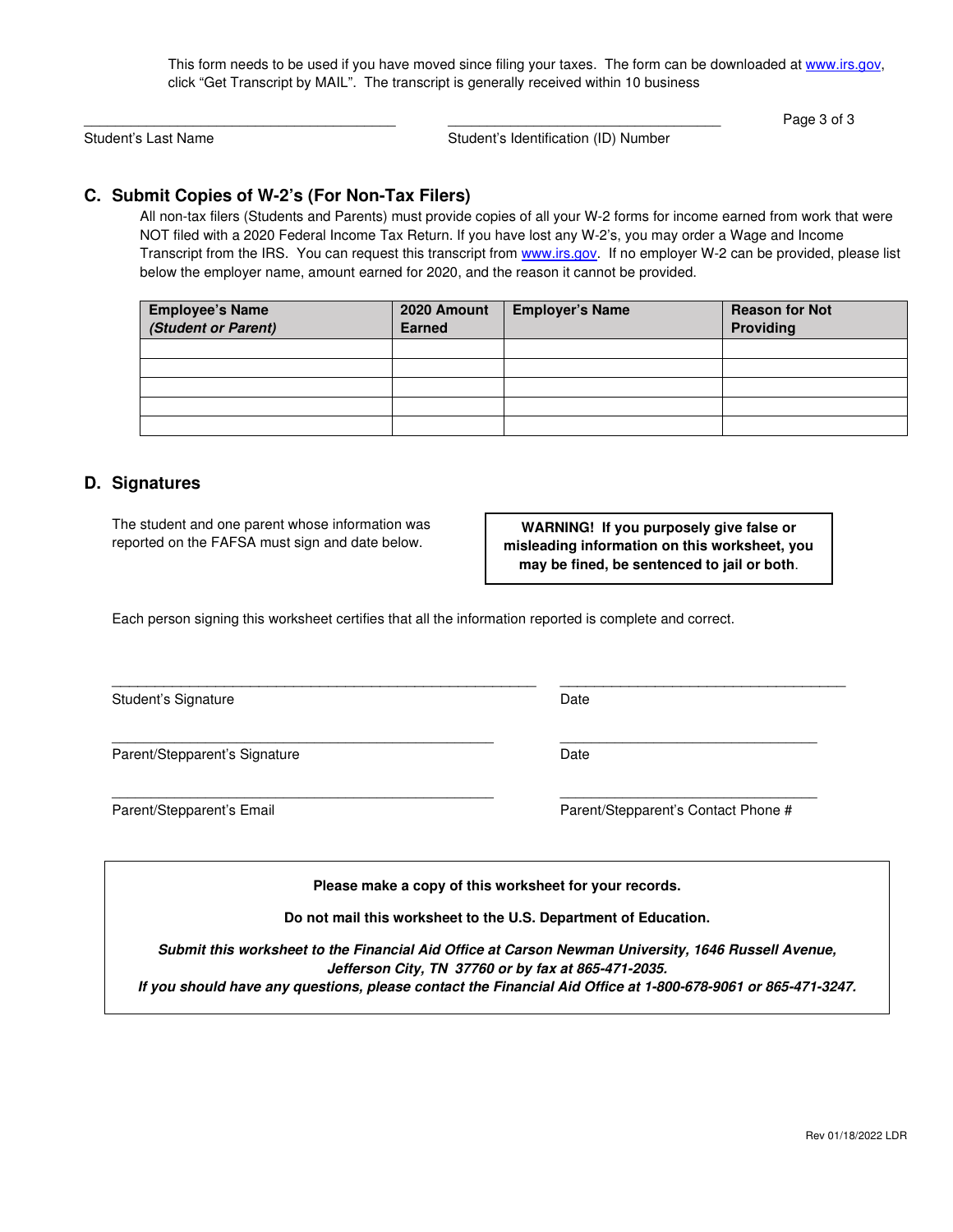This form needs to be used if you have moved since filing your taxes. The form can be downloaded at www.irs.gov, click "Get Transcript by MAIL". The transcript is generally received within 10 business

\_\_\_\_\_\_\_\_\_\_\_\_\_\_\_\_\_\_\_\_\_\_\_\_\_\_\_\_\_\_\_\_\_\_\_\_ Student's Last Name

\_\_\_\_\_\_\_\_\_\_\_\_\_\_\_\_\_\_\_\_\_\_\_\_\_\_\_\_\_\_\_\_ Student's Identification (ID) Number

## C. Submit Copies of W-2's (For Non-Tax Filers)

All non-tax filers (Students and Parents) must provide copies of all your W-2 forms for income earned from work that were NOT filed with a 2020 Federal Income Tax Return. If you have lost any W-2's, you may order a Wage and Income Transcript from the IRS. You can request this transcript from www.irs.gov. If no employer W-2 can be provided, please list below the employer name, amount earned for 2020, and the reason it cannot be provided.

| Employee's Name *(Student or Parent)* | 2020 Amount Earned | Employer's Name | Reason for Not Providing |
|---|---|---|---|
| | | | |
| | | | |
| | | | |
| | | | |
| | | | |

## D. Signatures

The student and one parent whose information was reported on the FAFSA must sign and date below.

**WARNING! If you purposely give false or misleading information on this worksheet, you may be fined, be sentenced to jail or both.**

Each person signing this worksheet certifies that all the information reported is complete and correct.

\_\_\_\_\_\_\_\_\_\_\_\_\_\_\_\_\_\_\_\_\_\_\_\_\_\_\_\_\_\_\_\_\_\_\_\_\_\_\_\_ Student's Signature

\_\_\_\_\_\_\_\_\_\_\_\_\_\_\_\_\_\_\_\_\_\_\_\_\_\_\_\_ Date

\_\_\_\_\_\_\_\_\_\_\_\_\_\_\_\_\_\_\_\_\_\_\_\_\_\_\_\_\_\_\_\_\_\_\_\_\_\_\_\_ Parent/Stepparent's Signature

\_\_\_\_\_\_\_\_\_\_\_\_\_\_\_\_\_\_\_\_\_\_\_\_\_\_\_\_ Date

\_\_\_\_\_\_\_\_\_\_\_\_\_\_\_\_\_\_\_\_\_\_\_\_\_\_\_\_\_\_\_\_\_\_\_\_\_\_\_\_ Parent/Stepparent's Email

\_\_\_\_\_\_\_\_\_\_\_\_\_\_\_\_\_\_\_\_\_\_\_\_\_\_\_\_ Parent/Stepparent's Contact Phone #

**Please make a copy of this worksheet for your records.**

**Do not mail this worksheet to the U.S. Department of Education.**

***Submit this worksheet to the Financial Aid Office at Carson Newman University, 1646 Russell Avenue, Jefferson City, TN 37760 or by fax at 865-471-2035.***
***If you should have any questions, please contact the Financial Aid Office at 1-800-678-9061 or 865-471-3247.***

Rev 01/18/2022 LDR